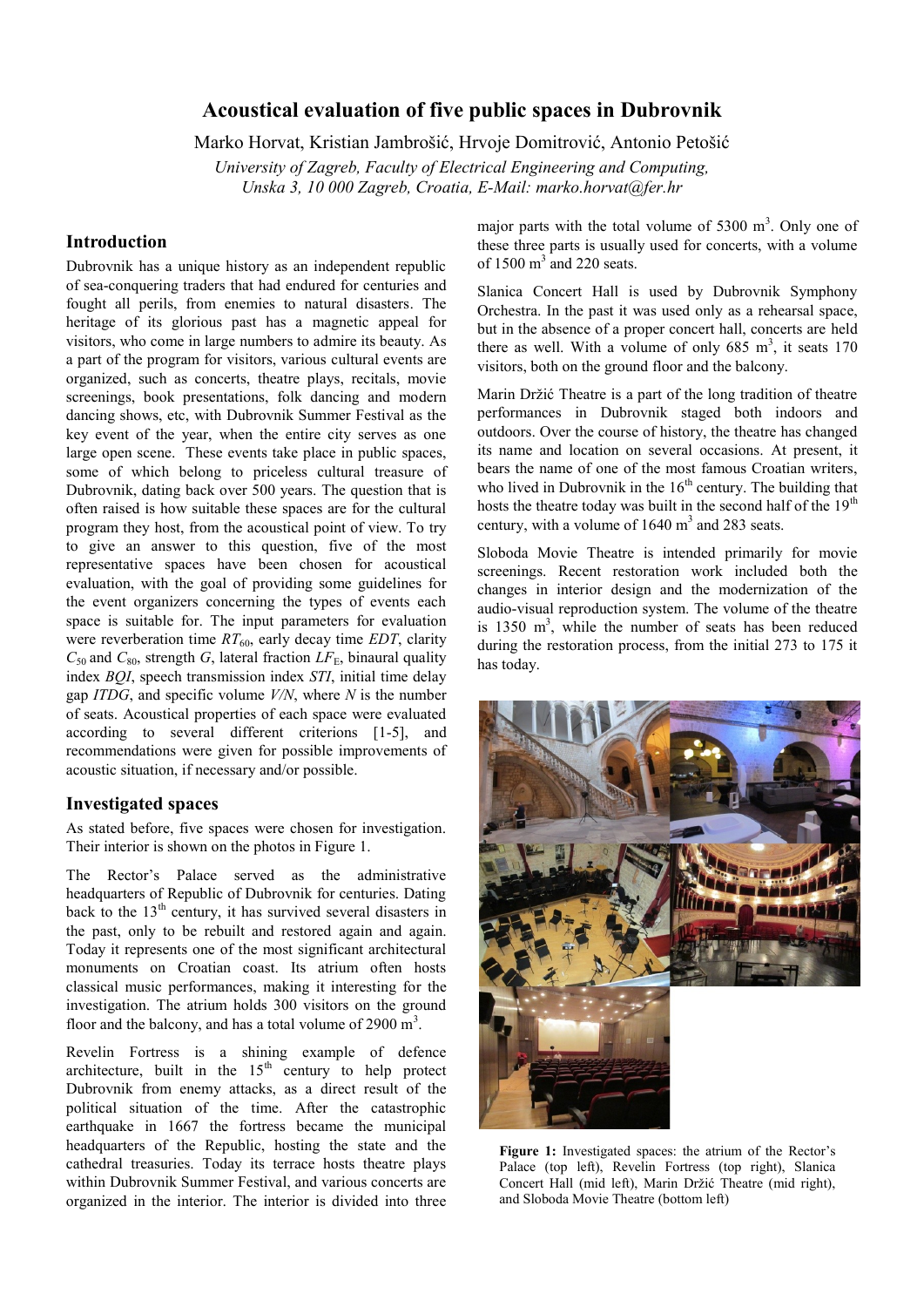# Acoustical evaluation of five public spaces in Dubrovnik

Marko Horvat, Kristian Jambrošić, Hrvoje Domitrović, Antonio Petošić

*University of Zagreb, Faculty of Electrical Engineering and Computing, Unska 3, 10 000 Zagreb, Croatia, E-Mail: marko.horvat@fer.hr*

## Introduction

Dubrovnik has a unique history as an independent republic of sea-conquering traders that had endured for centuries and fought all perils, from enemies to natural disasters. The heritage of its glorious past has a magnetic appeal for visitors, who come in large numbers to admire its beauty. As a part of the program for visitors, various cultural events are organized, such as concerts, theatre plays, recitals, movie screenings, book presentations, folk dancing and modern dancing shows, etc, with Dubrovnik Summer Festival as the key event of the year, when the entire city serves as one large open scene. These events take place in public spaces, some of which belong to priceless cultural treasure of Dubrovnik, dating back over 500 years. The question that is often raised is how suitable these spaces are for the cultural program they host, from the acoustical point of view. To try to give an answer to this question, five of the most representative spaces have been chosen for acoustical evaluation, with the goal of providing some guidelines for the event organizers concerning the types of events each space is suitable for. The input parameters for evaluation were reverberation time $RT_{60}$, early decay time *EDT*, clarity $C_{50}$ and $C_{80}$, strength *G*, lateral fraction $LF_E$, binaural quality index *BQI*, speech transmission index *STI*, initial time delay gap *ITDG*, and specific volume *V/N*, where *N* is the number of seats. Acoustical properties of each space were evaluated according to several different criterions [1-5], and recommendations were given for possible improvements of acoustic situation, if necessary and/or possible.

## Investigated spaces

As stated before, five spaces were chosen for investigation. Their interior is shown on the photos in Figure 1.

The Rector's Palace served as the administrative headquarters of Republic of Dubrovnik for centuries. Dating back to the 13th century, it has survived several disasters in the past, only to be rebuilt and restored again and again. Today it represents one of the most significant architectural monuments on Croatian coast. Its atrium often hosts classical music performances, making it interesting for the investigation. The atrium holds 300 visitors on the ground floor and the balcony, and has a total volume of 2900 m$^3$.

Revelin Fortress is a shining example of defence architecture, built in the 15th century to help protect Dubrovnik from enemy attacks, as a direct result of the political situation of the time. After the catastrophic earthquake in 1667 the fortress became the municipal headquarters of the Republic, hosting the state and the cathedral treasuries. Today its terrace hosts theatre plays within Dubrovnik Summer Festival, and various concerts are organized in the interior. The interior is divided into three major parts with the total volume of 5300 m$^3$. Only one of these three parts is usually used for concerts, with a volume of 1500 m$^3$ and 220 seats.

Slanica Concert Hall is used by Dubrovnik Symphony Orchestra. In the past it was used only as a rehearsal space, but in the absence of a proper concert hall, concerts are held there as well. With a volume of only 685 m$^3$, it seats 170 visitors, both on the ground floor and the balcony.

Marin Držić Theatre is a part of the long tradition of theatre performances in Dubrovnik staged both indoors and outdoors. Over the course of history, the theatre has changed its name and location on several occasions. At present, it bears the name of one of the most famous Croatian writers, who lived in Dubrovnik in the 16th century. The building that hosts the theatre today was built in the second half of the 19th century, with a volume of 1640 m$^3$ and 283 seats.

Sloboda Movie Theatre is intended primarily for movie screenings. Recent restoration work included both the changes in interior design and the modernization of the audio-visual reproduction system. The volume of the theatre is 1350 m$^3$, while the number of seats has been reduced during the restoration process, from the initial 273 to 175 it has today.

**Figure 1:** Investigated spaces: the atrium of the Rector's Palace (top left), Revelin Fortress (top right), Slanica Concert Hall (mid left), Marin Držić Theatre (mid right), and Sloboda Movie Theatre (bottom left)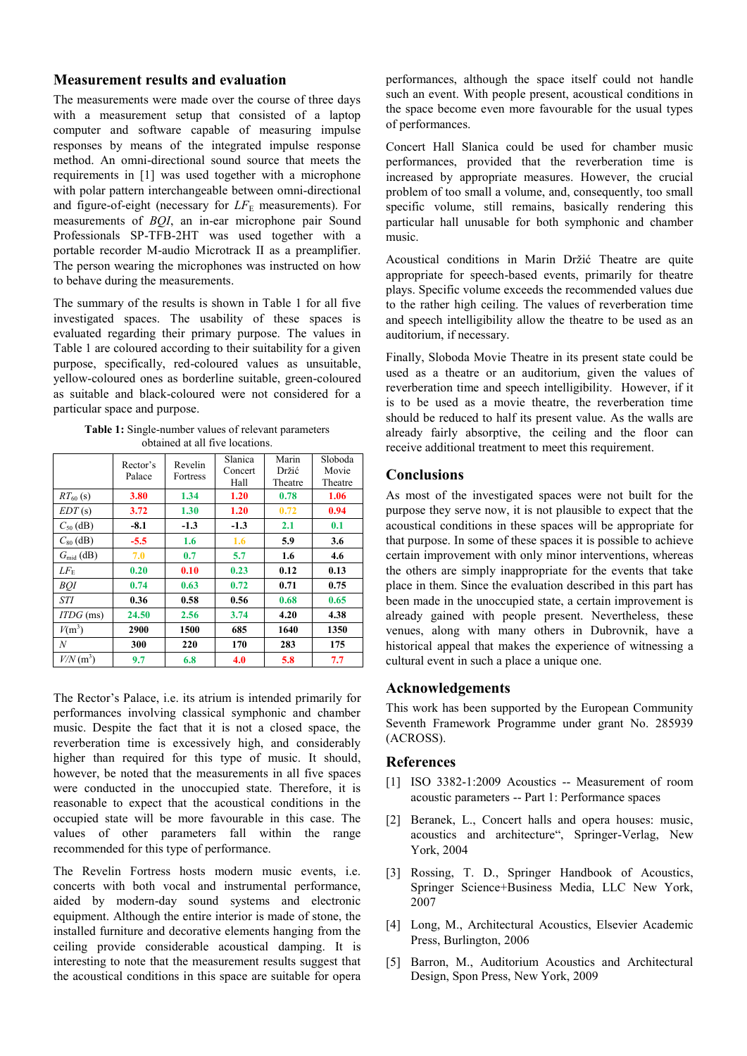## Measurement results and evaluation

The measurements were made over the course of three days with a measurement setup that consisted of a laptop computer and software capable of measuring impulse responses by means of the integrated impulse response method. An omni-directional sound source that meets the requirements in [1] was used together with a microphone with polar pattern interchangeable between omni-directional and figure-of-eight (necessary for $LF_E$ measurements). For measurements of *BQI*, an in-ear microphone pair Sound Professionals SP-TFB-2HT was used together with a portable recorder M-audio Microtrack II as a preamplifier. The person wearing the microphones was instructed on how to behave during the measurements.

The summary of the results is shown in Table 1 for all five investigated spaces. The usability of these spaces is evaluated regarding their primary purpose. The values in Table 1 are coloured according to their suitability for a given purpose, specifically, red-coloured values as unsuitable, yellow-coloured ones as borderline suitable, green-coloured as suitable and black-coloured were not considered for a particular space and purpose.

**Table 1:** Single-number values of relevant parameters obtained at all five locations.

| | Rector's Palace | Revelin Fortress | Slanica Concert Hall | Marin Držić Theatre | Sloboda Movie Theatre |
|---|---|---|---|---|---|
| $RT_{60}$ (s) | 3.80 | 1.34 | 1.20 | 0.78 | 1.06 |
| *EDT* (s) | 3.72 | 1.30 | 1.20 | 0.72 | 0.94 |
| $C_{50}$ (dB) | -8.1 | -1.3 | -1.3 | 2.1 | 0.1 |
| $C_{80}$ (dB) | -5.5 | 1.6 | 1.6 | 5.9 | 3.6 |
| $G_{mid}$ (dB) | 7.0 | 0.7 | 5.7 | 1.6 | 4.6 |
| $LF_E$ | 0.20 | 0.10 | 0.23 | 0.12 | 0.13 |
| *BQI* | 0.74 | 0.63 | 0.72 | 0.71 | 0.75 |
| *STI* | 0.36 | 0.58 | 0.56 | 0.68 | 0.65 |
| *ITDG* (ms) | 24.50 | 2.56 | 3.74 | 4.20 | 4.38 |
| $V$(m$^3$) | 2900 | 1500 | 685 | 1640 | 1350 |
| *N* | 300 | 220 | 170 | 283 | 175 |
| $V/N$ (m$^3$) | 9.7 | 6.8 | 4.0 | 5.8 | 7.7 |

The Rector's Palace, i.e. its atrium is intended primarily for performances involving classical symphonic and chamber music. Despite the fact that it is not a closed space, the reverberation time is excessively high, and considerably higher than required for this type of music. It should, however, be noted that the measurements in all five spaces were conducted in the unoccupied state. Therefore, it is reasonable to expect that the acoustical conditions in the occupied state will be more favourable in this case. The values of other parameters fall within the range recommended for this type of performance.

The Revelin Fortress hosts modern music events, i.e. concerts with both vocal and instrumental performance, aided by modern-day sound systems and electronic equipment. Although the entire interior is made of stone, the installed furniture and decorative elements hanging from the ceiling provide considerable acoustical damping. It is interesting to note that the measurement results suggest that the acoustical conditions in this space are suitable for opera performances, although the space itself could not handle such an event. With people present, acoustical conditions in the space become even more favourable for the usual types of performances.

Concert Hall Slanica could be used for chamber music performances, provided that the reverberation time is increased by appropriate measures. However, the crucial problem of too small a volume, and, consequently, too small specific volume, still remains, basically rendering this particular hall unusable for both symphonic and chamber music.

Acoustical conditions in Marin Držić Theatre are quite appropriate for speech-based events, primarily for theatre plays. Specific volume exceeds the recommended values due to the rather high ceiling. The values of reverberation time and speech intelligibility allow the theatre to be used as an auditorium, if necessary.

Finally, Sloboda Movie Theatre in its present state could be used as a theatre or an auditorium, given the values of reverberation time and speech intelligibility. However, if it is to be used as a movie theatre, the reverberation time should be reduced to half its present value. As the walls are already fairly absorptive, the ceiling and the floor can receive additional treatment to meet this requirement.

## Conclusions

As most of the investigated spaces were not built for the purpose they serve now, it is not plausible to expect that the acoustical conditions in these spaces will be appropriate for that purpose. In some of these spaces it is possible to achieve certain improvement with only minor interventions, whereas the others are simply inappropriate for the events that take place in them. Since the evaluation described in this part has been made in the unoccupied state, a certain improvement is already gained with people present. Nevertheless, these venues, along with many others in Dubrovnik, have a historical appeal that makes the experience of witnessing a cultural event in such a place a unique one.

## Acknowledgements

This work has been supported by the European Community Seventh Framework Programme under grant No. 285939 (ACROSS).

## References

[1] ISO 3382-1:2009 Acoustics -- Measurement of room acoustic parameters -- Part 1: Performance spaces

[2] Beranek, L., Concert halls and opera houses: music, acoustics and architecture", Springer-Verlag, New York, 2004

[3] Rossing, T. D., Springer Handbook of Acoustics, Springer Science+Business Media, LLC New York, 2007

[4] Long, M., Architectural Acoustics, Elsevier Academic Press, Burlington, 2006

[5] Barron, M., Auditorium Acoustics and Architectural Design, Spon Press, New York, 2009